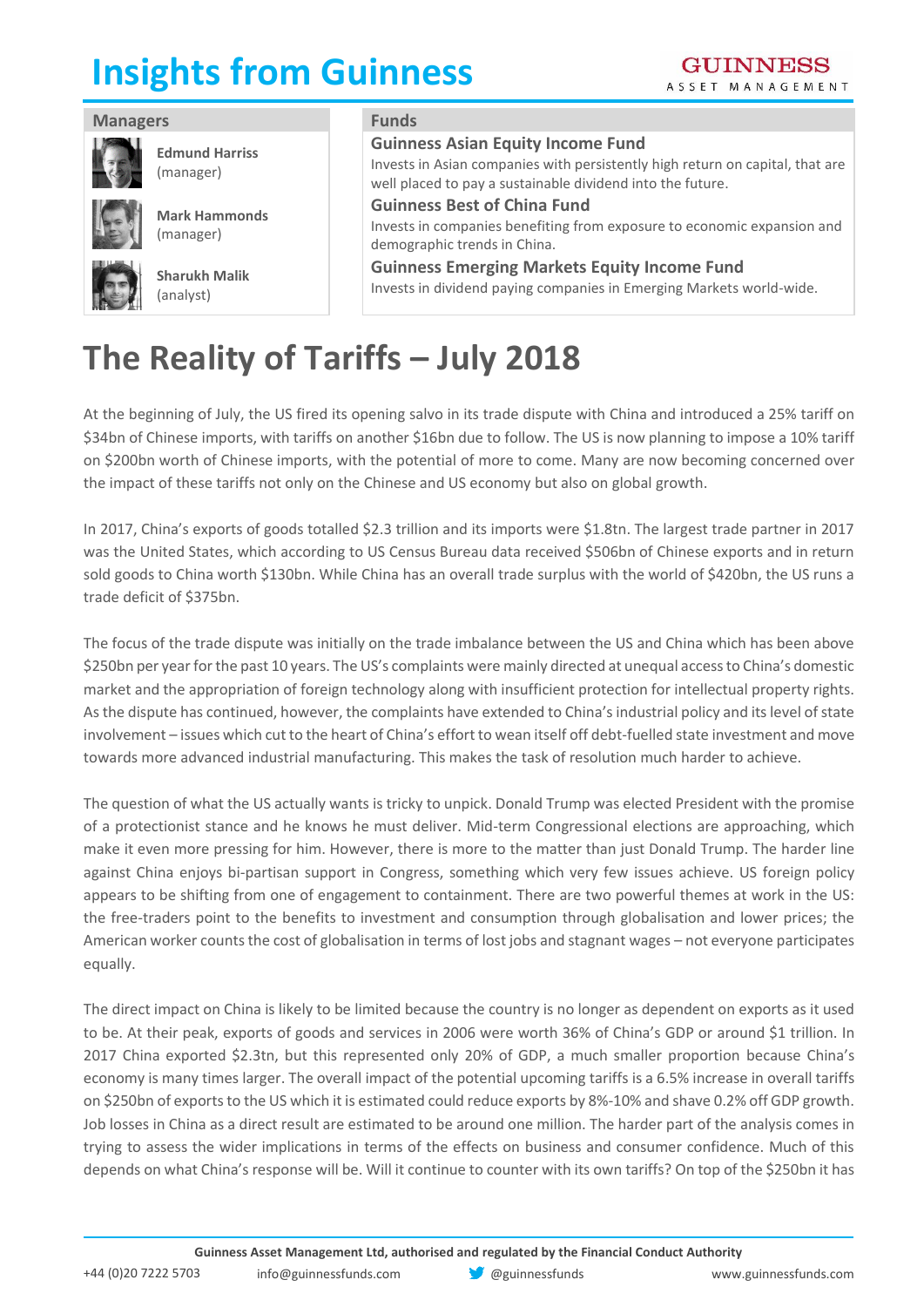# Insights from Guinness

GUINNESS ASSET MANAGEMENT

## Managers

**Edmund Harriss** (manager)

**Mark Hammonds** (manager)

**Sharukh Malik** (analyst)

## Funds

**Guinness Asian Equity Income Fund**
Invests in Asian companies with persistently high return on capital, that are well placed to pay a sustainable dividend into the future.

**Guinness Best of China Fund**
Invests in companies benefiting from exposure to economic expansion and demographic trends in China.

**Guinness Emerging Markets Equity Income Fund**
Invests in dividend paying companies in Emerging Markets world-wide.

# The Reality of Tariffs – July 2018

At the beginning of July, the US fired its opening salvo in its trade dispute with China and introduced a 25% tariff on $34bn of Chinese imports, with tariffs on another $16bn due to follow. The US is now planning to impose a 10% tariff on $200bn worth of Chinese imports, with the potential of more to come. Many are now becoming concerned over the impact of these tariffs not only on the Chinese and US economy but also on global growth.

In 2017, China's exports of goods totalled $2.3 trillion and its imports were $1.8tn. The largest trade partner in 2017 was the United States, which according to US Census Bureau data received $506bn of Chinese exports and in return sold goods to China worth $130bn. While China has an overall trade surplus with the world of $420bn, the US runs a trade deficit of $375bn.

The focus of the trade dispute was initially on the trade imbalance between the US and China which has been above $250bn per year for the past 10 years. The US's complaints were mainly directed at unequal access to China's domestic market and the appropriation of foreign technology along with insufficient protection for intellectual property rights. As the dispute has continued, however, the complaints have extended to China's industrial policy and its level of state involvement – issues which cut to the heart of China's effort to wean itself off debt-fuelled state investment and move towards more advanced industrial manufacturing. This makes the task of resolution much harder to achieve.

The question of what the US actually wants is tricky to unpick. Donald Trump was elected President with the promise of a protectionist stance and he knows he must deliver. Mid-term Congressional elections are approaching, which make it even more pressing for him. However, there is more to the matter than just Donald Trump. The harder line against China enjoys bi-partisan support in Congress, something which very few issues achieve. US foreign policy appears to be shifting from one of engagement to containment. There are two powerful themes at work in the US: the free-traders point to the benefits to investment and consumption through globalisation and lower prices; the American worker counts the cost of globalisation in terms of lost jobs and stagnant wages – not everyone participates equally.

The direct impact on China is likely to be limited because the country is no longer as dependent on exports as it used to be. At their peak, exports of goods and services in 2006 were worth 36% of China's GDP or around $1 trillion. In 2017 China exported $2.3tn, but this represented only 20% of GDP, a much smaller proportion because China's economy is many times larger. The overall impact of the potential upcoming tariffs is a 6.5% increase in overall tariffs on $250bn of exports to the US which it is estimated could reduce exports by 8%-10% and shave 0.2% off GDP growth. Job losses in China as a direct result are estimated to be around one million. The harder part of the analysis comes in trying to assess the wider implications in terms of the effects on business and consumer confidence. Much of this depends on what China's response will be. Will it continue to counter with its own tariffs? On top of the $250bn it has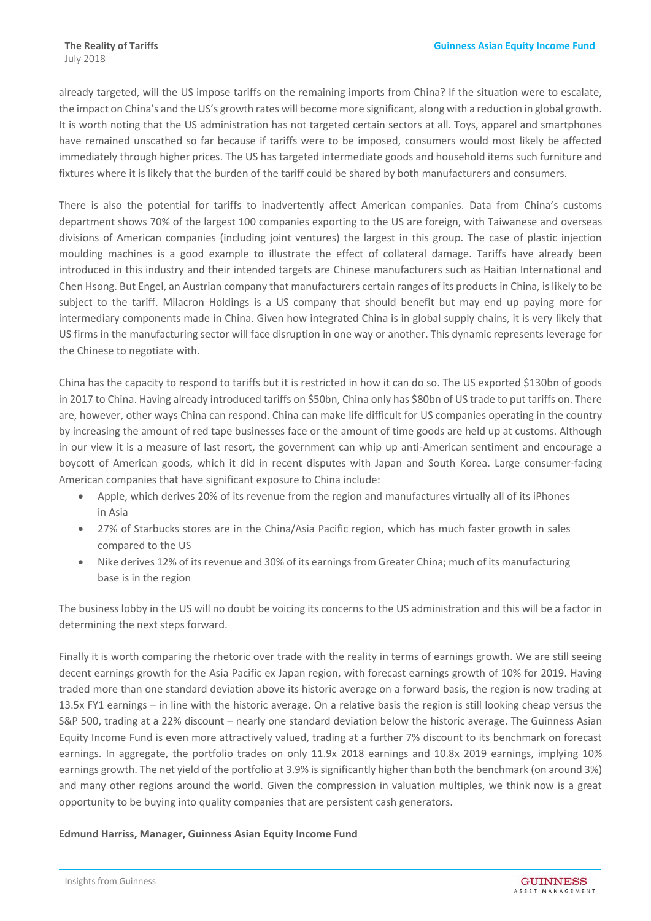already targeted, will the US impose tariffs on the remaining imports from China? If the situation were to escalate, the impact on China's and the US's growth rates will become more significant, along with a reduction in global growth. It is worth noting that the US administration has not targeted certain sectors at all. Toys, apparel and smartphones have remained unscathed so far because if tariffs were to be imposed, consumers would most likely be affected immediately through higher prices. The US has targeted intermediate goods and household items such furniture and fixtures where it is likely that the burden of the tariff could be shared by both manufacturers and consumers.

There is also the potential for tariffs to inadvertently affect American companies. Data from China's customs department shows 70% of the largest 100 companies exporting to the US are foreign, with Taiwanese and overseas divisions of American companies (including joint ventures) the largest in this group. The case of plastic injection moulding machines is a good example to illustrate the effect of collateral damage. Tariffs have already been introduced in this industry and their intended targets are Chinese manufacturers such as Haitian International and Chen Hsong. But Engel, an Austrian company that manufacturers certain ranges of its products in China, is likely to be subject to the tariff. Milacron Holdings is a US company that should benefit but may end up paying more for intermediary components made in China. Given how integrated China is in global supply chains, it is very likely that US firms in the manufacturing sector will face disruption in one way or another. This dynamic represents leverage for the Chinese to negotiate with.

China has the capacity to respond to tariffs but it is restricted in how it can do so. The US exported $130bn of goods in 2017 to China. Having already introduced tariffs on $50bn, China only has $80bn of US trade to put tariffs on. There are, however, other ways China can respond. China can make life difficult for US companies operating in the country by increasing the amount of red tape businesses face or the amount of time goods are held up at customs. Although in our view it is a measure of last resort, the government can whip up anti-American sentiment and encourage a boycott of American goods, which it did in recent disputes with Japan and South Korea. Large consumer-facing American companies that have significant exposure to China include:

- Apple, which derives 20% of its revenue from the region and manufactures virtually all of its iPhones in Asia
- 27% of Starbucks stores are in the China/Asia Pacific region, which has much faster growth in sales compared to the US
- Nike derives 12% of its revenue and 30% of its earnings from Greater China; much of its manufacturing base is in the region

The business lobby in the US will no doubt be voicing its concerns to the US administration and this will be a factor in determining the next steps forward.

Finally it is worth comparing the rhetoric over trade with the reality in terms of earnings growth. We are still seeing decent earnings growth for the Asia Pacific ex Japan region, with forecast earnings growth of 10% for 2019. Having traded more than one standard deviation above its historic average on a forward basis, the region is now trading at 13.5x FY1 earnings – in line with the historic average. On a relative basis the region is still looking cheap versus the S&P 500, trading at a 22% discount – nearly one standard deviation below the historic average. The Guinness Asian Equity Income Fund is even more attractively valued, trading at a further 7% discount to its benchmark on forecast earnings. In aggregate, the portfolio trades on only 11.9x 2018 earnings and 10.8x 2019 earnings, implying 10% earnings growth. The net yield of the portfolio at 3.9% is significantly higher than both the benchmark (on around 3%) and many other regions around the world. Given the compression in valuation multiples, we think now is a great opportunity to be buying into quality companies that are persistent cash generators.

**Edmund Harriss, Manager, Guinness Asian Equity Income Fund**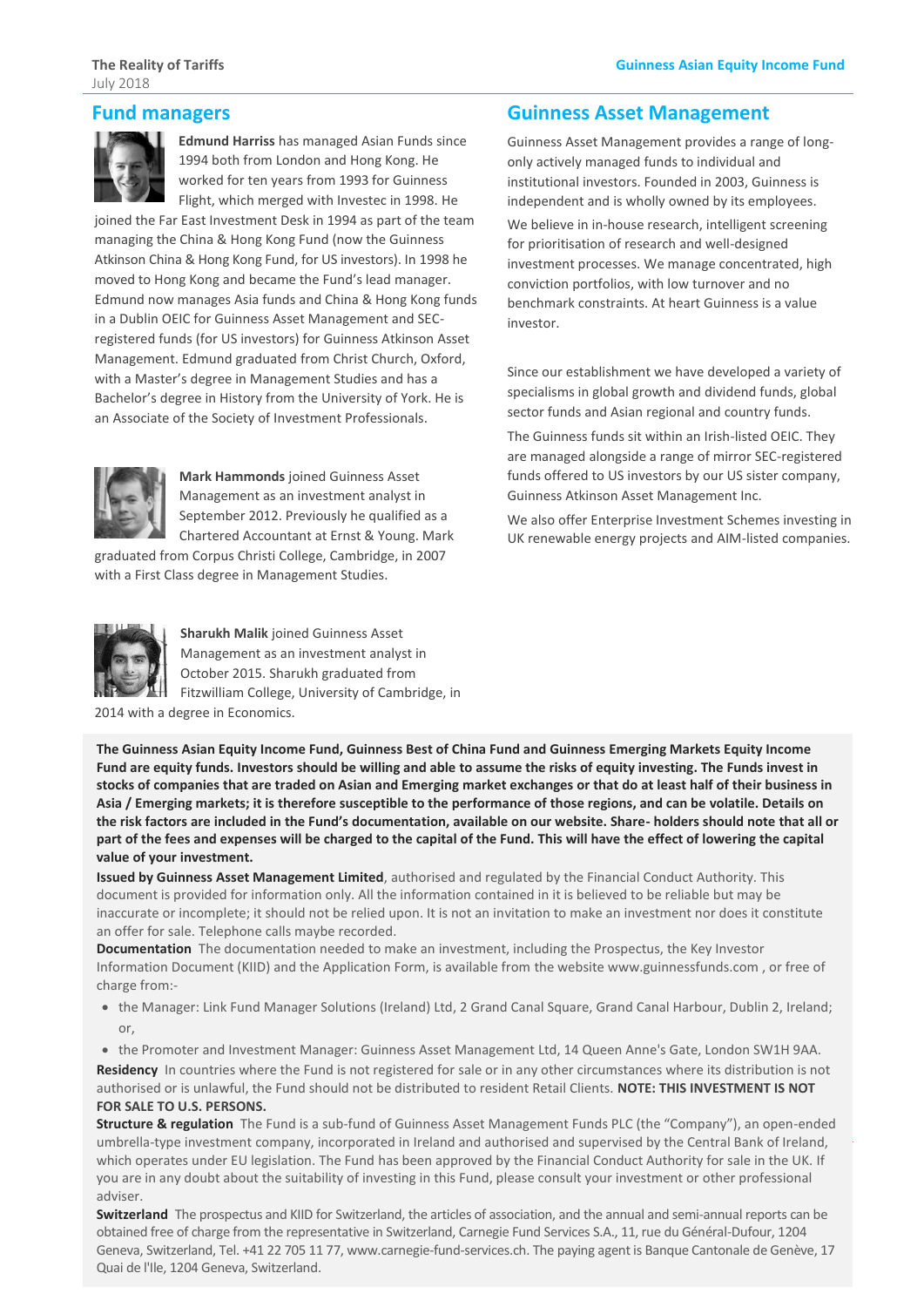## Fund managers

**Edmund Harriss** has managed Asian Funds since 1994 both from London and Hong Kong. He worked for ten years from 1993 for Guinness Flight, which merged with Investec in 1998. He joined the Far East Investment Desk in 1994 as part of the team managing the China & Hong Kong Fund (now the Guinness Atkinson China & Hong Kong Fund, for US investors). In 1998 he moved to Hong Kong and became the Fund's lead manager. Edmund now manages Asia funds and China & Hong Kong funds in a Dublin OEIC for Guinness Asset Management and SEC-registered funds (for US investors) for Guinness Atkinson Asset Management. Edmund graduated from Christ Church, Oxford, with a Master's degree in Management Studies and has a Bachelor's degree in History from the University of York. He is an Associate of the Society of Investment Professionals.

**Mark Hammonds** joined Guinness Asset Management as an investment analyst in September 2012. Previously he qualified as a Chartered Accountant at Ernst & Young. Mark graduated from Corpus Christi College, Cambridge, in 2007 with a First Class degree in Management Studies.

**Sharukh Malik** joined Guinness Asset Management as an investment analyst in October 2015. Sharukh graduated from Fitzwilliam College, University of Cambridge, in 2014 with a degree in Economics.

## Guinness Asset Management

Guinness Asset Management provides a range of long-only actively managed funds to individual and institutional investors. Founded in 2003, Guinness is independent and is wholly owned by its employees.

We believe in in-house research, intelligent screening for prioritisation of research and well-designed investment processes. We manage concentrated, high conviction portfolios, with low turnover and no benchmark constraints. At heart Guinness is a value investor.

Since our establishment we have developed a variety of specialisms in global growth and dividend funds, global sector funds and Asian regional and country funds.

The Guinness funds sit within an Irish-listed OEIC. They are managed alongside a range of mirror SEC-registered funds offered to US investors by our US sister company, Guinness Atkinson Asset Management Inc.

We also offer Enterprise Investment Schemes investing in UK renewable energy projects and AIM-listed companies.

**The Guinness Asian Equity Income Fund, Guinness Best of China Fund and Guinness Emerging Markets Equity Income Fund are equity funds. Investors should be willing and able to assume the risks of equity investing. The Funds invest in stocks of companies that are traded on Asian and Emerging market exchanges or that do at least half of their business in Asia / Emerging markets; it is therefore susceptible to the performance of those regions, and can be volatile. Details on the risk factors are included in the Fund's documentation, available on our website. Share- holders should note that all or part of the fees and expenses will be charged to the capital of the Fund. This will have the effect of lowering the capital value of your investment.**

**Issued by Guinness Asset Management Limited**, authorised and regulated by the Financial Conduct Authority. This document is provided for information only. All the information contained in it is believed to be reliable but may be inaccurate or incomplete; it should not be relied upon. It is not an invitation to make an investment nor does it constitute an offer for sale. Telephone calls maybe recorded.

**Documentation** The documentation needed to make an investment, including the Prospectus, the Key Investor Information Document (KIID) and the Application Form, is available from the website www.guinnessfunds.com , or free of charge from:-

- the Manager: Link Fund Manager Solutions (Ireland) Ltd, 2 Grand Canal Square, Grand Canal Harbour, Dublin 2, Ireland; or,
- the Promoter and Investment Manager: Guinness Asset Management Ltd, 14 Queen Anne's Gate, London SW1H 9AA.

**Residency** In countries where the Fund is not registered for sale or in any other circumstances where its distribution is not authorised or is unlawful, the Fund should not be distributed to resident Retail Clients. **NOTE: THIS INVESTMENT IS NOT FOR SALE TO U.S. PERSONS.**

**Structure & regulation** The Fund is a sub-fund of Guinness Asset Management Funds PLC (the "Company"), an open-ended umbrella-type investment company, incorporated in Ireland and authorised and supervised by the Central Bank of Ireland, which operates under EU legislation. The Fund has been approved by the Financial Conduct Authority for sale in the UK. If you are in any doubt about the suitability of investing in this Fund, please consult your investment or other professional adviser.

**Switzerland** The prospectus and KIID for Switzerland, the articles of association, and the annual and semi-annual reports can be obtained free of charge from the representative in Switzerland, Carnegie Fund Services S.A., 11, rue du Général-Dufour, 1204 Geneva, Switzerland, Tel. +41 22 705 11 77, www.carnegie-fund-services.ch. The paying agent is Banque Cantonale de Genève, 17 Quai de l'Ile, 1204 Geneva, Switzerland.